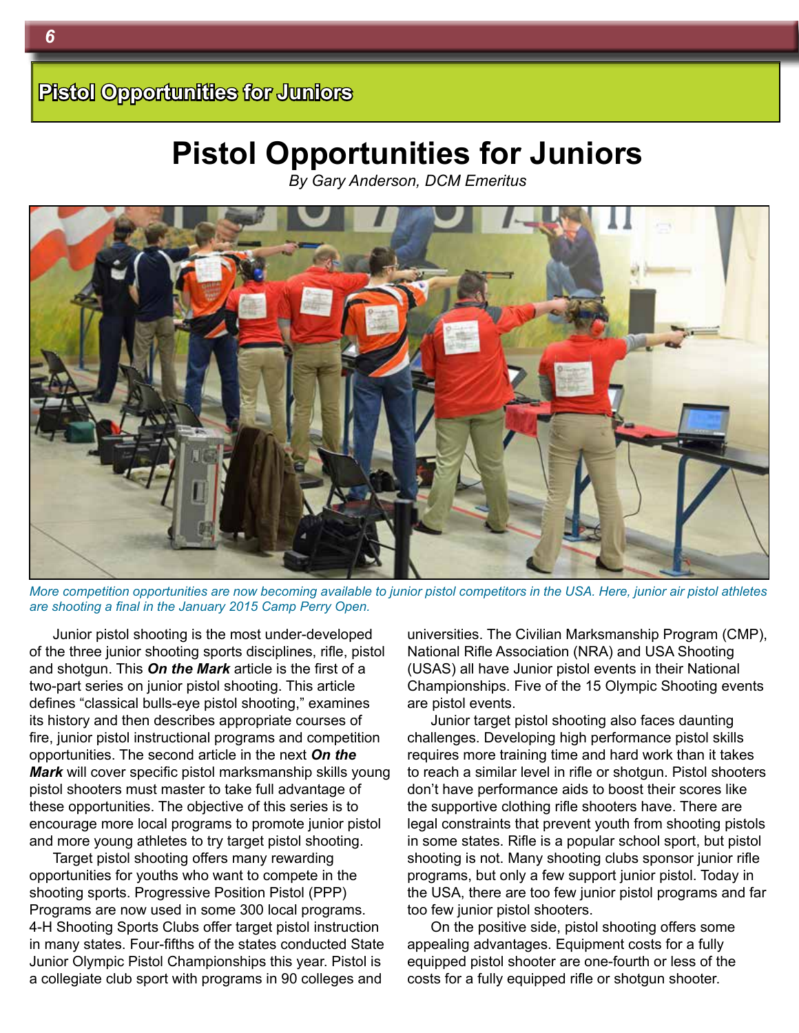# Pistol Opportunities for Juniors

*By Gary Anderson, DCM Emeritus*

*More competition opportunities are now becoming available to junior pistol competitors in the USA. Here, junior air pistol athletes are shooting a final in the January 2015 Camp Perry Open.*

Junior pistol shooting is the most under-developed of the three junior shooting sports disciplines, rifle, pistol and shotgun. This ***On the Mark*** article is the first of a two-part series on junior pistol shooting. This article defines "classical bulls-eye pistol shooting," examines its history and then describes appropriate courses of fire, junior pistol instructional programs and competition opportunities. The second article in the next ***On the Mark*** will cover specific pistol marksmanship skills young pistol shooters must master to take full advantage of these opportunities. The objective of this series is to encourage more local programs to promote junior pistol and more young athletes to try target pistol shooting.

Target pistol shooting offers many rewarding opportunities for youths who want to compete in the shooting sports. Progressive Position Pistol (PPP) Programs are now used in some 300 local programs. 4-H Shooting Sports Clubs offer target pistol instruction in many states. Four-fifths of the states conducted State Junior Olympic Pistol Championships this year. Pistol is a collegiate club sport with programs in 90 colleges and universities. The Civilian Marksmanship Program (CMP), National Rifle Association (NRA) and USA Shooting (USAS) all have Junior pistol events in their National Championships. Five of the 15 Olympic Shooting events are pistol events.

Junior target pistol shooting also faces daunting challenges. Developing high performance pistol skills requires more training time and hard work than it takes to reach a similar level in rifle or shotgun. Pistol shooters don't have performance aids to boost their scores like the supportive clothing rifle shooters have. There are legal constraints that prevent youth from shooting pistols in some states. Rifle is a popular school sport, but pistol shooting is not. Many shooting clubs sponsor junior rifle programs, but only a few support junior pistol. Today in the USA, there are too few junior pistol programs and far too few junior pistol shooters.

On the positive side, pistol shooting offers some appealing advantages. Equipment costs for a fully equipped pistol shooter are one-fourth or less of the costs for a fully equipped rifle or shotgun shooter.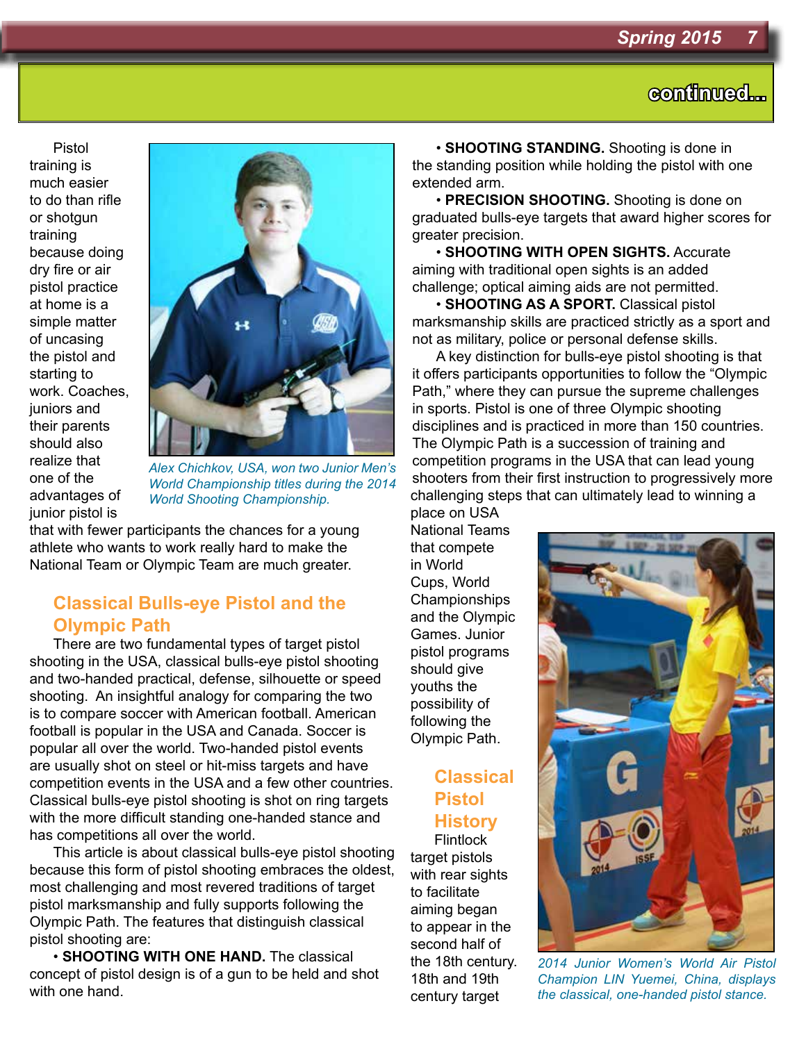continued...

Pistol training is much easier to do than rifle or shotgun training because doing dry fire or air pistol practice at home is a simple matter of uncasing the pistol and starting to work. Coaches, juniors and their parents should also realize that one of the advantages of junior pistol is that with fewer participants the chances for a young athlete who wants to work really hard to make the National Team or Olympic Team are much greater.

*Alex Chichkov, USA, won two Junior Men's World Championship titles during the 2014 World Shooting Championship.*

## Classical Bulls-eye Pistol and the Olympic Path

There are two fundamental types of target pistol shooting in the USA, classical bulls-eye pistol shooting and two-handed practical, defense, silhouette or speed shooting. An insightful analogy for comparing the two is to compare soccer with American football. American football is popular in the USA and Canada. Soccer is popular all over the world. Two-handed pistol events are usually shot on steel or hit-miss targets and have competition events in the USA and a few other countries. Classical bulls-eye pistol shooting is shot on ring targets with the more difficult standing one-handed stance and has competitions all over the world.

This article is about classical bulls-eye pistol shooting because this form of pistol shooting embraces the oldest, most challenging and most revered traditions of target pistol marksmanship and fully supports following the Olympic Path. The features that distinguish classical pistol shooting are:

• **SHOOTING WITH ONE HAND.** The classical concept of pistol design is of a gun to be held and shot with one hand.

• **SHOOTING STANDING.** Shooting is done in the standing position while holding the pistol with one extended arm.

• **PRECISION SHOOTING.** Shooting is done on graduated bulls-eye targets that award higher scores for greater precision.

• **SHOOTING WITH OPEN SIGHTS.** Accurate aiming with traditional open sights is an added challenge; optical aiming aids are not permitted.

• **SHOOTING AS A SPORT.** Classical pistol marksmanship skills are practiced strictly as a sport and not as military, police or personal defense skills.

A key distinction for bulls-eye pistol shooting is that it offers participants opportunities to follow the "Olympic Path," where they can pursue the supreme challenges in sports. Pistol is one of three Olympic shooting disciplines and is practiced in more than 150 countries. The Olympic Path is a succession of training and competition programs in the USA that can lead young shooters from their first instruction to progressively more challenging steps that can ultimately lead to winning a place on USA National Teams that compete in World Cups, World Championships and the Olympic Games. Junior pistol programs should give youths the possibility of following the Olympic Path.

*2014 Junior Women's World Air Pistol Champion LIN Yuemei, China, displays the classical, one-handed pistol stance.*

## Classical Pistol History

Flintlock target pistols with rear sights to facilitate aiming began to appear in the second half of the 18th century. 18th and 19th century target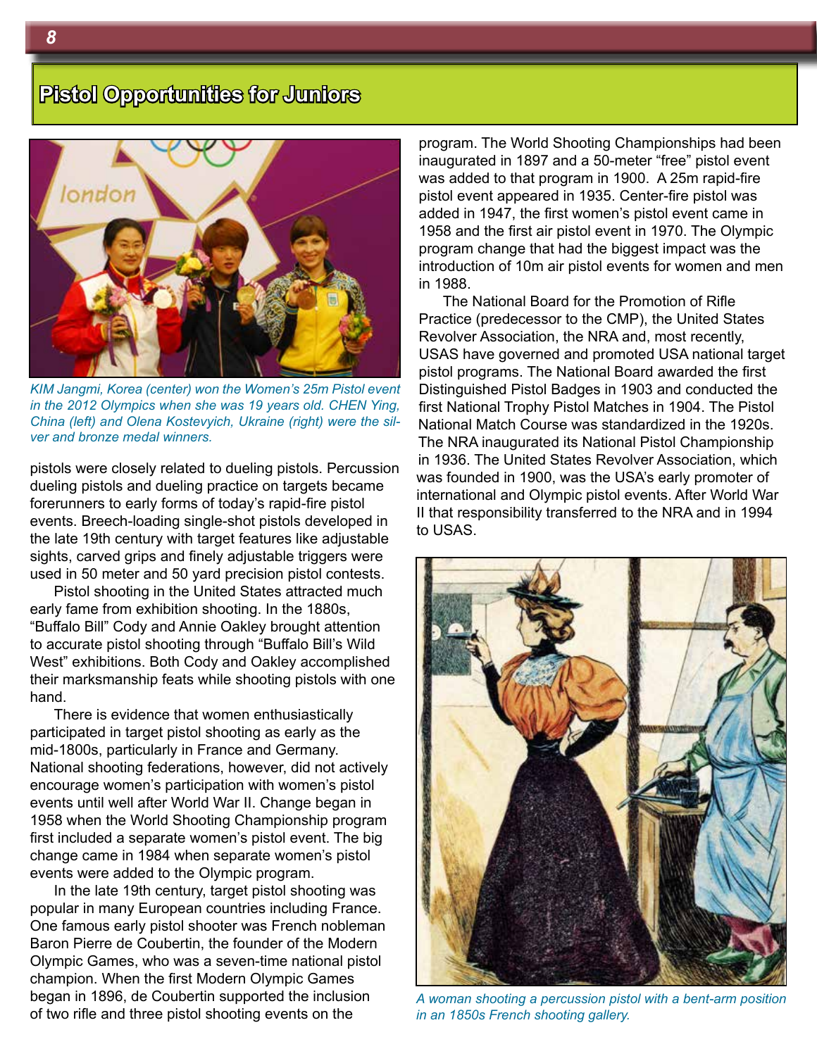## Pistol Opportunities for Juniors

KIM Jangmi, Korea (center) won the Women's 25m Pistol event in the 2012 Olympics when she was 19 years old. CHEN Ying, China (left) and Olena Kostevyich, Ukraine (right) were the silver and bronze medal winners.

pistols were closely related to dueling pistols. Percussion dueling pistols and dueling practice on targets became forerunners to early forms of today's rapid-fire pistol events. Breech-loading single-shot pistols developed in the late 19th century with target features like adjustable sights, carved grips and finely adjustable triggers were used in 50 meter and 50 yard precision pistol contests.

Pistol shooting in the United States attracted much early fame from exhibition shooting. In the 1880s, "Buffalo Bill" Cody and Annie Oakley brought attention to accurate pistol shooting through "Buffalo Bill's Wild West" exhibitions. Both Cody and Oakley accomplished their marksmanship feats while shooting pistols with one hand.

There is evidence that women enthusiastically participated in target pistol shooting as early as the mid-1800s, particularly in France and Germany. National shooting federations, however, did not actively encourage women's participation with women's pistol events until well after World War II. Change began in 1958 when the World Shooting Championship program first included a separate women's pistol event. The big change came in 1984 when separate women's pistol events were added to the Olympic program.

In the late 19th century, target pistol shooting was popular in many European countries including France. One famous early pistol shooter was French nobleman Baron Pierre de Coubertin, the founder of the Modern Olympic Games, who was a seven-time national pistol champion. When the first Modern Olympic Games began in 1896, de Coubertin supported the inclusion of two rifle and three pistol shooting events on the program. The World Shooting Championships had been inaugurated in 1897 and a 50-meter "free" pistol event was added to that program in 1900. A 25m rapid-fire pistol event appeared in 1935. Center-fire pistol was added in 1947, the first women's pistol event came in 1958 and the first air pistol event in 1970. The Olympic program change that had the biggest impact was the introduction of 10m air pistol events for women and men in 1988.

The National Board for the Promotion of Rifle Practice (predecessor to the CMP), the United States Revolver Association, the NRA and, most recently, USAS have governed and promoted USA national target pistol programs. The National Board awarded the first Distinguished Pistol Badges in 1903 and conducted the first National Trophy Pistol Matches in 1904. The Pistol National Match Course was standardized in the 1920s. The NRA inaugurated its National Pistol Championship in 1936. The United States Revolver Association, which was founded in 1900, was the USA's early promoter of international and Olympic pistol events. After World War II that responsibility transferred to the NRA and in 1994 to USAS.

A woman shooting a percussion pistol with a bent-arm position in an 1850s French shooting gallery.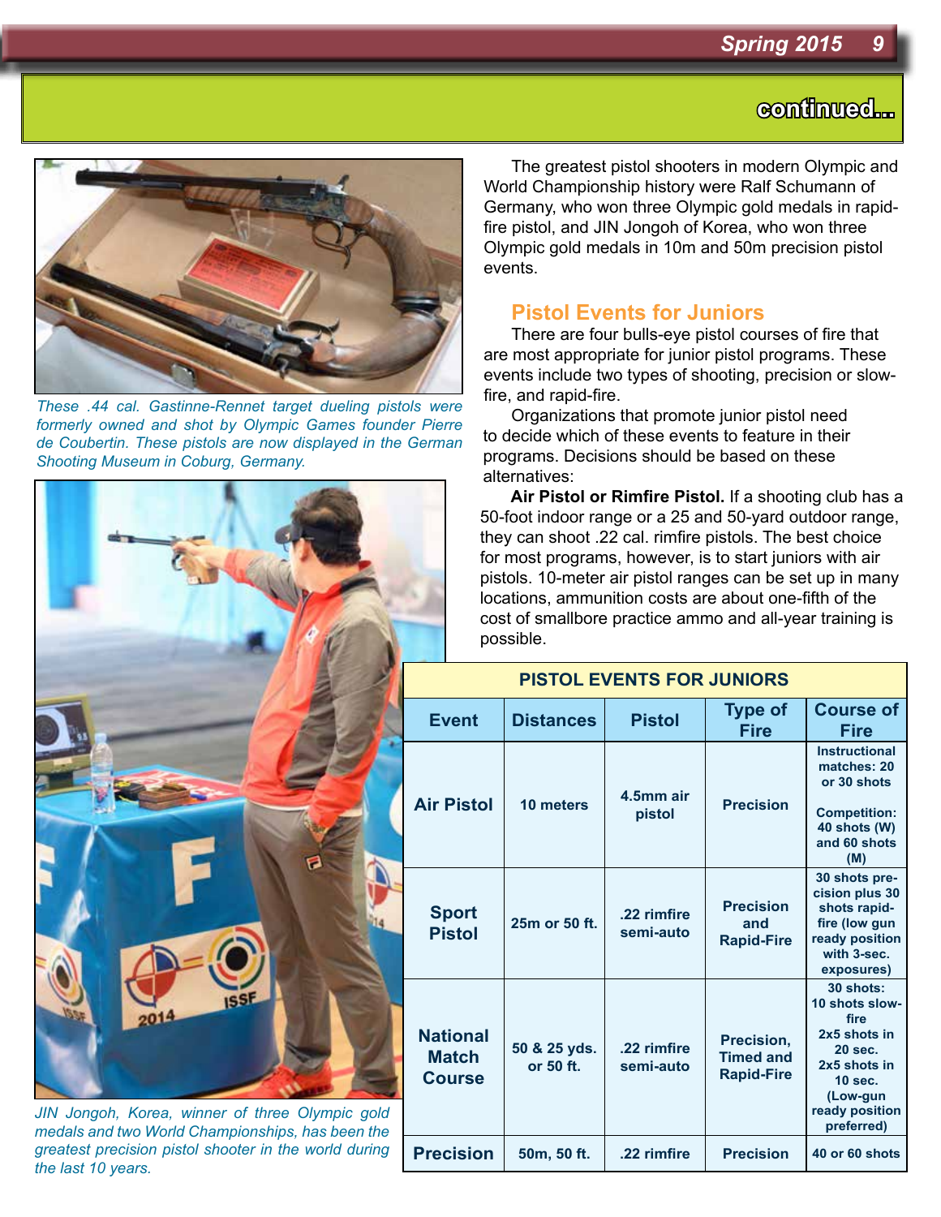continued...

*These .44 cal. Gastinne-Rennet target dueling pistols were formerly owned and shot by Olympic Games founder Pierre de Coubertin. These pistols are now displayed in the German Shooting Museum in Coburg, Germany.*

*JIN Jongoh, Korea, winner of three Olympic gold medals and two World Championships, has been the greatest precision pistol shooter in the world during the last 10 years.*

The greatest pistol shooters in modern Olympic and World Championship history were Ralf Schumann of Germany, who won three Olympic gold medals in rapid-fire pistol, and JIN Jongoh of Korea, who won three Olympic gold medals in 10m and 50m precision pistol events.

## Pistol Events for Juniors

There are four bulls-eye pistol courses of fire that are most appropriate for junior pistol programs. These events include two types of shooting, precision or slow-fire, and rapid-fire.

Organizations that promote junior pistol need to decide which of these events to feature in their programs. Decisions should be based on these alternatives:

**Air Pistol or Rimfire Pistol.** If a shooting club has a 50-foot indoor range or a 25 and 50-yard outdoor range, they can shoot .22 cal. rimfire pistols. The best choice for most programs, however, is to start juniors with air pistols. 10-meter air pistol ranges can be set up in many locations, ammunition costs are about one-fifth of the cost of smallbore practice ammo and all-year training is possible.

**PISTOL EVENTS FOR JUNIORS**

| Event | Distances | Pistol | Type of Fire | Course of Fire |
|---|---|---|---|---|
| Air Pistol | 10 meters | 4.5mm air pistol | Precision | Instructional matches: 20 or 30 shots<br>Competition: 40 shots (W) and 60 shots (M) |
| Sport Pistol | 25m or 50 ft. | .22 rimfire semi-auto | Precision and Rapid-Fire | 30 shots precision plus 30 shots rapid-fire (low gun ready position with 3-sec. exposures) |
| National Match Course | 50 & 25 yds. or 50 ft. | .22 rimfire semi-auto | Precision, Timed and Rapid-Fire | 30 shots: 10 shots slow-fire 2x5 shots in 20 sec. 2x5 shots in 10 sec. (Low-gun ready position preferred) |
| Precision | 50m, 50 ft. | .22 rimfire | Precision | 40 or 60 shots |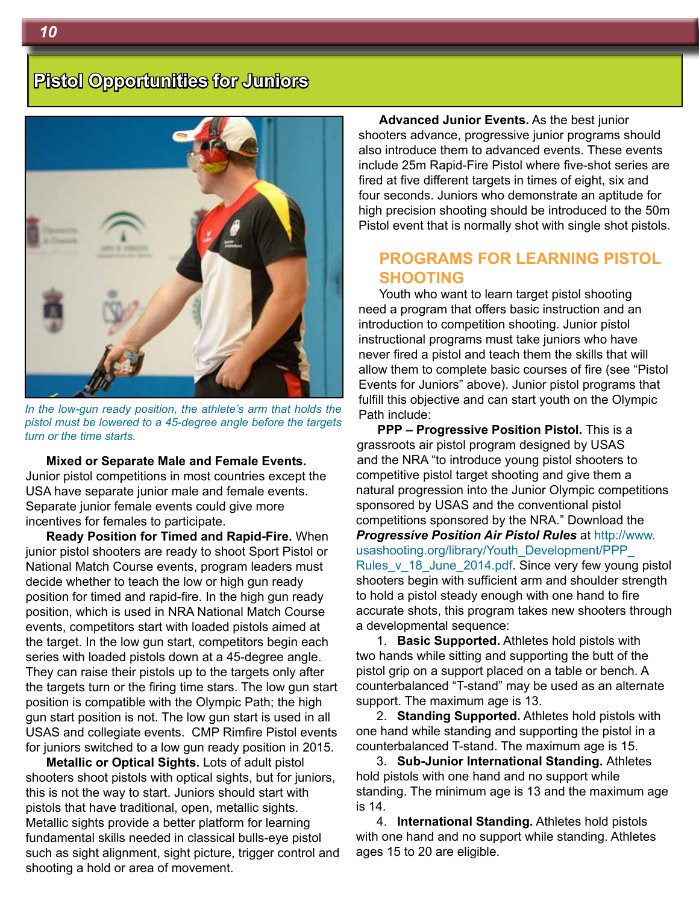## Pistol Opportunities for Juniors

*In the low-gun ready position, the athlete's arm that holds the pistol must be lowered to a 45-degree angle before the targets turn or the time starts.*

**Mixed or Separate Male and Female Events.** Junior pistol competitions in most countries except the USA have separate junior male and female events. Separate junior female events could give more incentives for females to participate.

**Ready Position for Timed and Rapid-Fire.** When junior pistol shooters are ready to shoot Sport Pistol or National Match Course events, program leaders must decide whether to teach the low or high gun ready position for timed and rapid-fire. In the high gun ready position, which is used in NRA National Match Course events, competitors start with loaded pistols aimed at the target. In the low gun start, competitors begin each series with loaded pistols down at a 45-degree angle. They can raise their pistols up to the targets only after the targets turn or the firing time stars. The low gun start position is compatible with the Olympic Path; the high gun start position is not. The low gun start is used in all USAS and collegiate events. CMP Rimfire Pistol events for juniors switched to a low gun ready position in 2015.

**Metallic or Optical Sights.** Lots of adult pistol shooters shoot pistols with optical sights, but for juniors, this is not the way to start. Juniors should start with pistols that have traditional, open, metallic sights. Metallic sights provide a better platform for learning fundamental skills needed in classical bulls-eye pistol such as sight alignment, sight picture, trigger control and shooting a hold or area of movement.

**Advanced Junior Events.** As the best junior shooters advance, progressive junior programs should also introduce them to advanced events. These events include 25m Rapid-Fire Pistol where five-shot series are fired at five different targets in times of eight, six and four seconds. Juniors who demonstrate an aptitude for high precision shooting should be introduced to the 50m Pistol event that is normally shot with single shot pistols.

### PROGRAMS FOR LEARNING PISTOL SHOOTING

Youth who want to learn target pistol shooting need a program that offers basic instruction and an introduction to competition shooting. Junior pistol instructional programs must take juniors who have never fired a pistol and teach them the skills that will allow them to complete basic courses of fire (see "Pistol Events for Juniors" above). Junior pistol programs that fulfill this objective and can start youth on the Olympic Path include:

**PPP – Progressive Position Pistol.** This is a grassroots air pistol program designed by USAS and the NRA "to introduce young pistol shooters to competitive pistol target shooting and give them a natural progression into the Junior Olympic competitions sponsored by USAS and the conventional pistol competitions sponsored by the NRA." Download the ***Progressive Position Air Pistol Rules*** at http://www.usashooting.org/library/Youth_Development/PPP_Rules_v_18_June_2014.pdf. Since very few young pistol shooters begin with sufficient arm and shoulder strength to hold a pistol steady enough with one hand to fire accurate shots, this program takes new shooters through a developmental sequence:

1. **Basic Supported.** Athletes hold pistols with two hands while sitting and supporting the butt of the pistol grip on a support placed on a table or bench. A counterbalanced "T-stand" may be used as an alternate support. The maximum age is 13.
2. **Standing Supported.** Athletes hold pistols with one hand while standing and supporting the pistol in a counterbalanced T-stand. The maximum age is 15.
3. **Sub-Junior International Standing.** Athletes hold pistols with one hand and no support while standing. The minimum age is 13 and the maximum age is 14.
4. **International Standing.** Athletes hold pistols with one hand and no support while standing. Athletes ages 15 to 20 are eligible.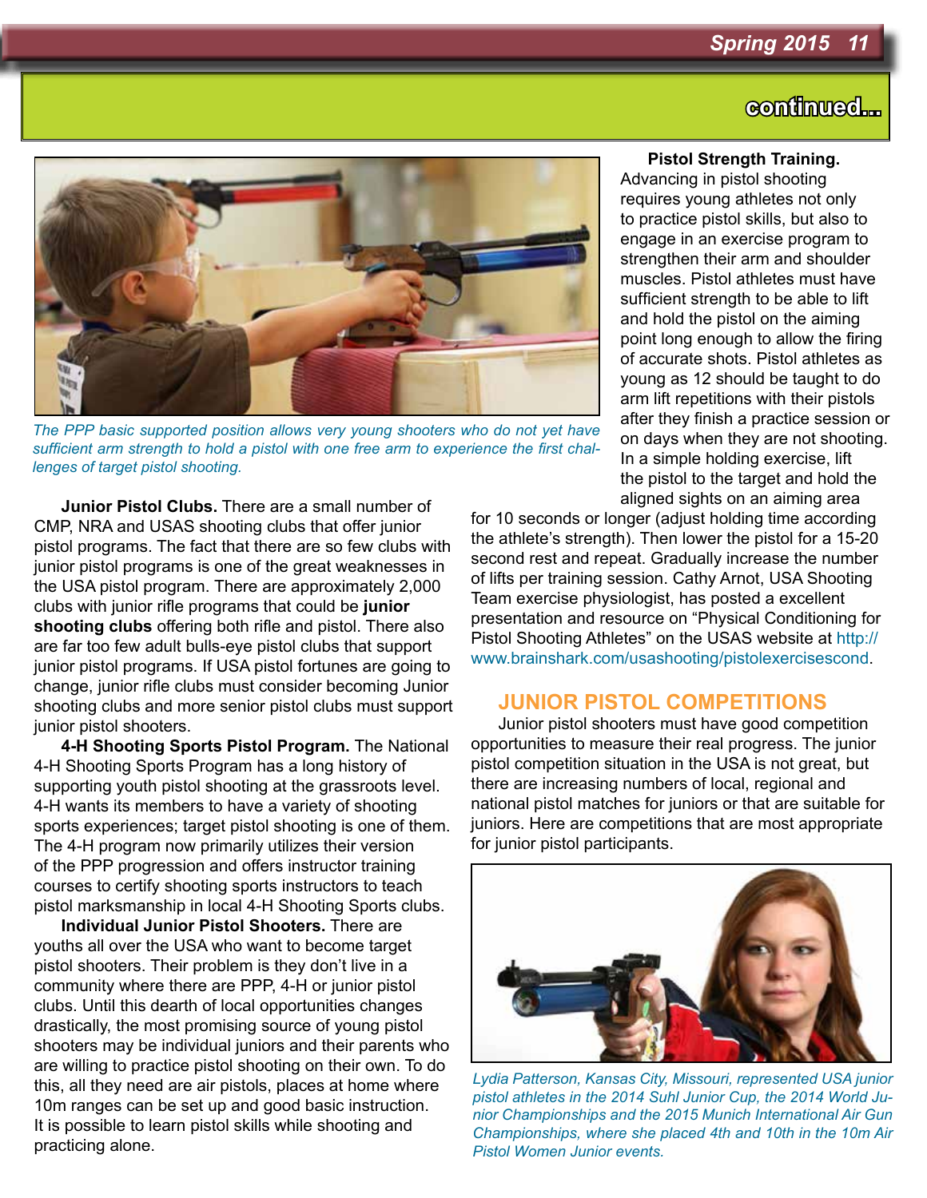continued...

*The PPP basic supported position allows very young shooters who do not yet have sufficient arm strength to hold a pistol with one free arm to experience the first challenges of target pistol shooting.*

**Junior Pistol Clubs.** There are a small number of CMP, NRA and USAS shooting clubs that offer junior pistol programs. The fact that there are so few clubs with junior pistol programs is one of the great weaknesses in the USA pistol program. There are approximately 2,000 clubs with junior rifle programs that could be **junior shooting clubs** offering both rifle and pistol. There also are far too few adult bulls-eye pistol clubs that support junior pistol programs. If USA pistol fortunes are going to change, junior rifle clubs must consider becoming Junior shooting clubs and more senior pistol clubs must support junior pistol shooters.

**4-H Shooting Sports Pistol Program.** The National 4-H Shooting Sports Program has a long history of supporting youth pistol shooting at the grassroots level. 4-H wants its members to have a variety of shooting sports experiences; target pistol shooting is one of them. The 4-H program now primarily utilizes their version of the PPP progression and offers instructor training courses to certify shooting sports instructors to teach pistol marksmanship in local 4-H Shooting Sports clubs.

**Individual Junior Pistol Shooters.** There are youths all over the USA who want to become target pistol shooters. Their problem is they don't live in a community where there are PPP, 4-H or junior pistol clubs. Until this dearth of local opportunities changes drastically, the most promising source of young pistol shooters may be individual juniors and their parents who are willing to practice pistol shooting on their own. To do this, all they need are air pistols, places at home where 10m ranges can be set up and good basic instruction. It is possible to learn pistol skills while shooting and practicing alone.

**Pistol Strength Training.** Advancing in pistol shooting requires young athletes not only to practice pistol skills, but also to engage in an exercise program to strengthen their arm and shoulder muscles. Pistol athletes must have sufficient strength to be able to lift and hold the pistol on the aiming point long enough to allow the firing of accurate shots. Pistol athletes as young as 12 should be taught to do arm lift repetitions with their pistols after they finish a practice session or on days when they are not shooting. In a simple holding exercise, lift the pistol to the target and hold the aligned sights on an aiming area for 10 seconds or longer (adjust holding time according the athlete's strength). Then lower the pistol for a 15-20 second rest and repeat. Gradually increase the number of lifts per training session. Cathy Arnot, USA Shooting Team exercise physiologist, has posted a excellent presentation and resource on "Physical Conditioning for Pistol Shooting Athletes" on the USAS website at http://www.brainshark.com/usashooting/pistolexercisescond.

## JUNIOR PISTOL COMPETITIONS

Junior pistol shooters must have good competition opportunities to measure their real progress. The junior pistol competition situation in the USA is not great, but there are increasing numbers of local, regional and national pistol matches for juniors or that are suitable for juniors. Here are competitions that are most appropriate for junior pistol participants.

*Lydia Patterson, Kansas City, Missouri, represented USA junior pistol athletes in the 2014 Suhl Junior Cup, the 2014 World Junior Championships and the 2015 Munich International Air Gun Championships, where she placed 4th and 10th in the 10m Air Pistol Women Junior events.*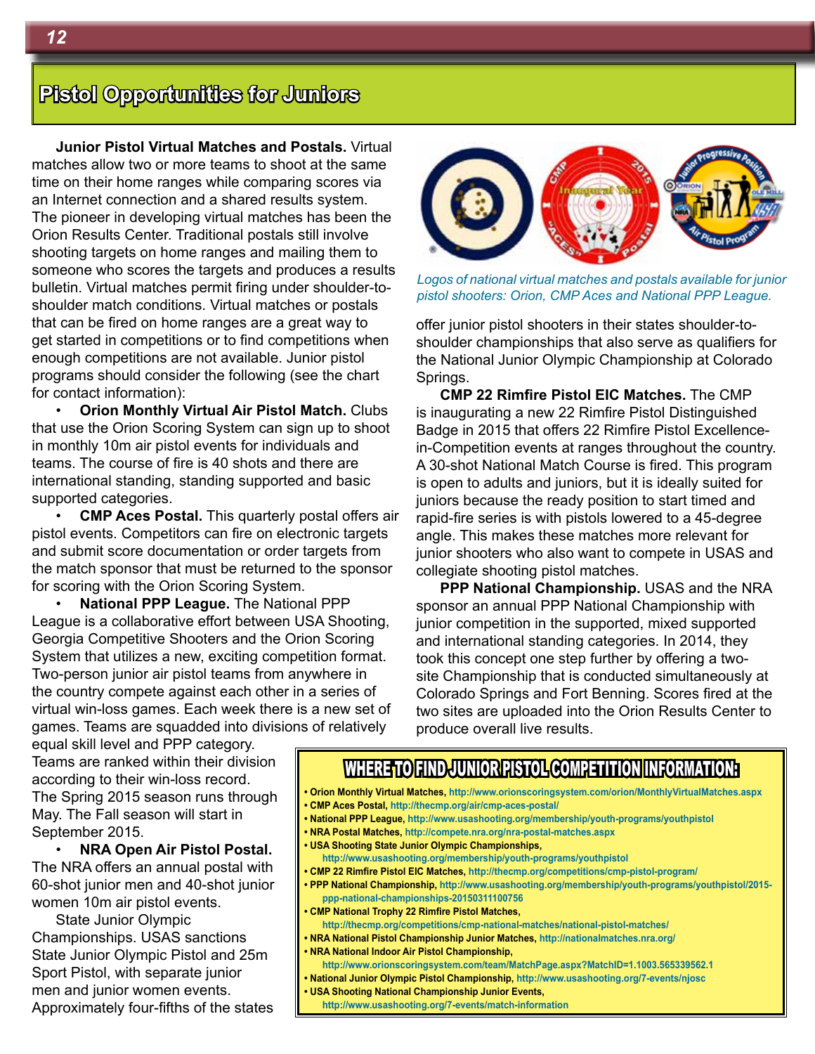# Pistol Opportunities for Juniors

**Junior Pistol Virtual Matches and Postals.** Virtual matches allow two or more teams to shoot at the same time on their home ranges while comparing scores via an Internet connection and a shared results system. The pioneer in developing virtual matches has been the Orion Results Center. Traditional postals still involve shooting targets on home ranges and mailing them to someone who scores the targets and produces a results bulletin. Virtual matches permit firing under shoulder-to-shoulder match conditions. Virtual matches or postals that can be fired on home ranges are a great way to get started in competitions or to find competitions when enough competitions are not available. Junior pistol programs should consider the following (see the chart for contact information):

- **Orion Monthly Virtual Air Pistol Match.** Clubs that use the Orion Scoring System can sign up to shoot in monthly 10m air pistol events for individuals and teams. The course of fire is 40 shots and there are international standing, standing supported and basic supported categories.
- **CMP Aces Postal.** This quarterly postal offers air pistol events. Competitors can fire on electronic targets and submit score documentation or order targets from the match sponsor that must be returned to the sponsor for scoring with the Orion Scoring System.
- **National PPP League.** The National PPP League is a collaborative effort between USA Shooting, Georgia Competitive Shooters and the Orion Scoring System that utilizes a new, exciting competition format. Two-person junior air pistol teams from anywhere in the country compete against each other in a series of virtual win-loss games. Each week there is a new set of games. Teams are squadded into divisions of relatively equal skill level and PPP category. Teams are ranked within their division according to their win-loss record. The Spring 2015 season runs through May. The Fall season will start in September 2015.
- **NRA Open Air Pistol Postal.** The NRA offers an annual postal with 60-shot junior men and 40-shot junior women 10m air pistol events.

State Junior Olympic Championships. USAS sanctions State Junior Olympic Pistol and 25m Sport Pistol, with separate junior men and junior women events. Approximately four-fifths of the states offer junior pistol shooters in their states shoulder-to-shoulder championships that also serve as qualifiers for the National Junior Olympic Championship at Colorado Springs.

*Logos of national virtual matches and postals available for junior pistol shooters: Orion, CMP Aces and National PPP League.*

**CMP 22 Rimfire Pistol EIC Matches.** The CMP is inaugurating a new 22 Rimfire Pistol Distinguished Badge in 2015 that offers 22 Rimfire Pistol Excellence-in-Competition events at ranges throughout the country. A 30-shot National Match Course is fired. This program is open to adults and juniors, but it is ideally suited for juniors because the ready position to start timed and rapid-fire series is with pistols lowered to a 45-degree angle. This makes these matches more relevant for junior shooters who also want to compete in USAS and collegiate shooting pistol matches.

**PPP National Championship.** USAS and the NRA sponsor an annual PPP National Championship with junior competition in the supported, mixed supported and international standing categories. In 2014, they took this concept one step further by offering a two-site Championship that is conducted simultaneously at Colorado Springs and Fort Benning. Scores fired at the two sites are uploaded into the Orion Results Center to produce overall live results.

## WHERE TO FIND JUNIOR PISTOL COMPETITION INFORMATION:

- **Orion Monthly Virtual Matches,** http://www.orionscoringsystem.com/orion/MonthlyVirtualMatches.aspx
- **CMP Aces Postal,** http://thecmp.org/air/cmp-aces-postal/
- **National PPP League,** http://www.usashooting.org/membership/youth-programs/youthpistol
- **NRA Postal Matches,** http://compete.nra.org/nra-postal-matches.aspx
- **USA Shooting State Junior Olympic Championships,** http://www.usashooting.org/membership/youth-programs/youthpistol
- **CMP 22 Rimfire Pistol EIC Matches,** http://thecmp.org/competitions/cmp-pistol-program/
- **PPP National Championship,** http://www.usashooting.org/membership/youth-programs/youthpistol/2015-ppp-national-championships-20150311100756
- **CMP National Trophy 22 Rimfire Pistol Matches,** http://thecmp.org/competitions/cmp-national-matches/national-pistol-matches/
- **NRA National Pistol Championship Junior Matches,** http://nationalmatches.nra.org/
- **NRA National Indoor Air Pistol Championship,** http://www.orionscoringsystem.com/team/MatchPage.aspx?MatchID=1.1003.565339562.1
- **National Junior Olympic Pistol Championship,** http://www.usashooting.org/7-events/njosc
- **USA Shooting National Championship Junior Events,** http://www.usashooting.org/7-events/match-information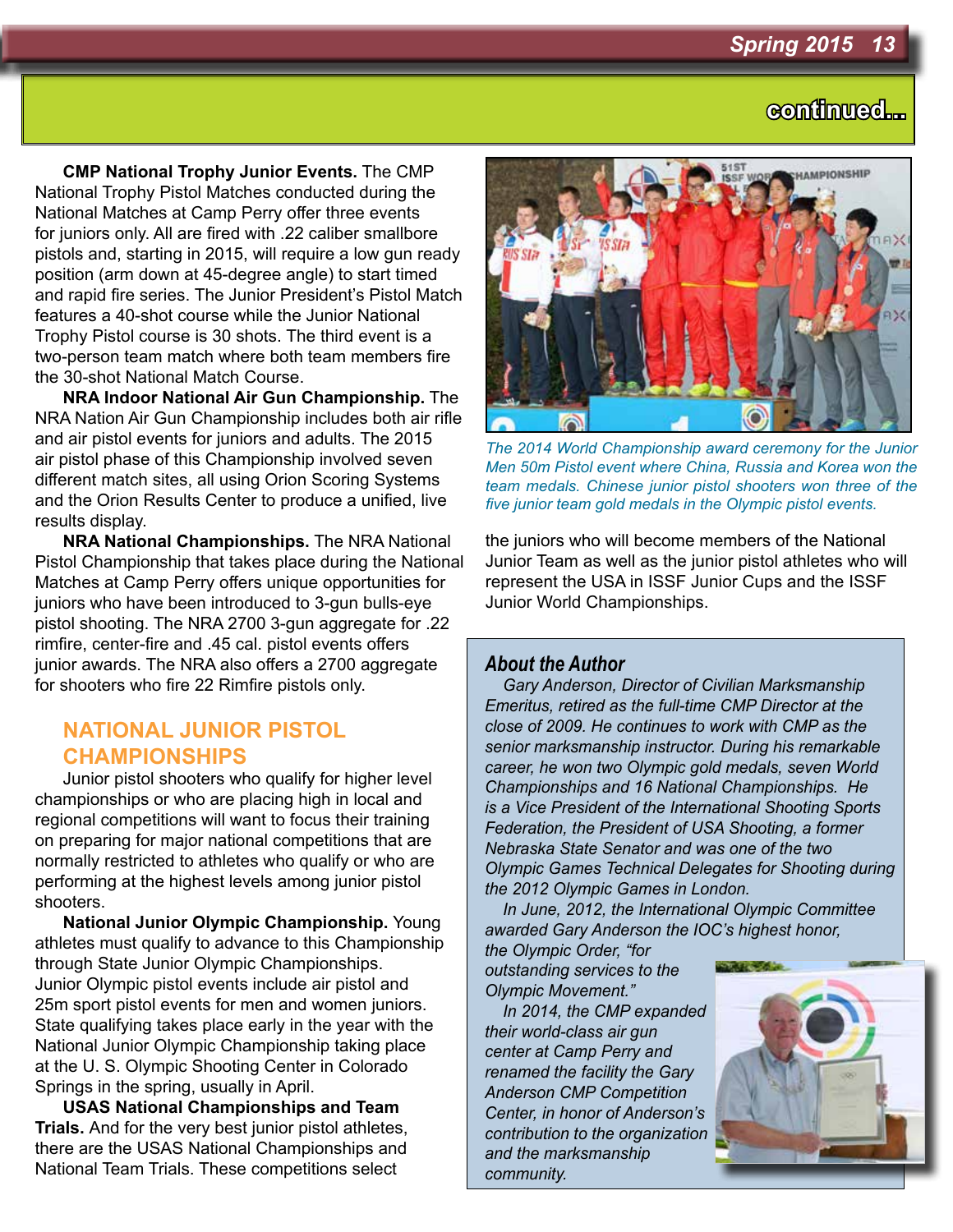continued...

**CMP National Trophy Junior Events.** The CMP National Trophy Pistol Matches conducted during the National Matches at Camp Perry offer three events for juniors only. All are fired with .22 caliber smallbore pistols and, starting in 2015, will require a low gun ready position (arm down at 45-degree angle) to start timed and rapid fire series. The Junior President's Pistol Match features a 40-shot course while the Junior National Trophy Pistol course is 30 shots. The third event is a two-person team match where both team members fire the 30-shot National Match Course.

**NRA Indoor National Air Gun Championship.** The NRA Nation Air Gun Championship includes both air rifle and air pistol events for juniors and adults. The 2015 air pistol phase of this Championship involved seven different match sites, all using Orion Scoring Systems and the Orion Results Center to produce a unified, live results display.

**NRA National Championships.** The NRA National Pistol Championship that takes place during the National Matches at Camp Perry offers unique opportunities for juniors who have been introduced to 3-gun bulls-eye pistol shooting. The NRA 2700 3-gun aggregate for .22 rimfire, center-fire and .45 cal. pistol events offers junior awards. The NRA also offers a 2700 aggregate for shooters who fire 22 Rimfire pistols only.

## NATIONAL JUNIOR PISTOL CHAMPIONSHIPS

Junior pistol shooters who qualify for higher level championships or who are placing high in local and regional competitions will want to focus their training on preparing for major national competitions that are normally restricted to athletes who qualify or who are performing at the highest levels among junior pistol shooters.

**National Junior Olympic Championship.** Young athletes must qualify to advance to this Championship through State Junior Olympic Championships. Junior Olympic pistol events include air pistol and 25m sport pistol events for men and women juniors. State qualifying takes place early in the year with the National Junior Olympic Championship taking place at the U. S. Olympic Shooting Center in Colorado Springs in the spring, usually in April.

**USAS National Championships and Team Trials.** And for the very best junior pistol athletes, there are the USAS National Championships and National Team Trials. These competitions select the juniors who will become members of the National Junior Team as well as the junior pistol athletes who will represent the USA in ISSF Junior Cups and the ISSF Junior World Championships.

*The 2014 World Championship award ceremony for the Junior Men 50m Pistol event where China, Russia and Korea won the team medals. Chinese junior pistol shooters won three of the five junior team gold medals in the Olympic pistol events.*

### About the Author

*Gary Anderson, Director of Civilian Marksmanship Emeritus, retired as the full-time CMP Director at the close of 2009. He continues to work with CMP as the senior marksmanship instructor. During his remarkable career, he won two Olympic gold medals, seven World Championships and 16 National Championships. He is a Vice President of the International Shooting Sports Federation, the President of USA Shooting, a former Nebraska State Senator and was one of the two Olympic Games Technical Delegates for Shooting during the 2012 Olympic Games in London.*

*In June, 2012, the International Olympic Committee awarded Gary Anderson the IOC's highest honor, the Olympic Order, "for outstanding services to the Olympic Movement."*

*In 2014, the CMP expanded their world-class air gun center at Camp Perry and renamed the facility the Gary Anderson CMP Competition Center, in honor of Anderson's contribution to the organization and the marksmanship community.*